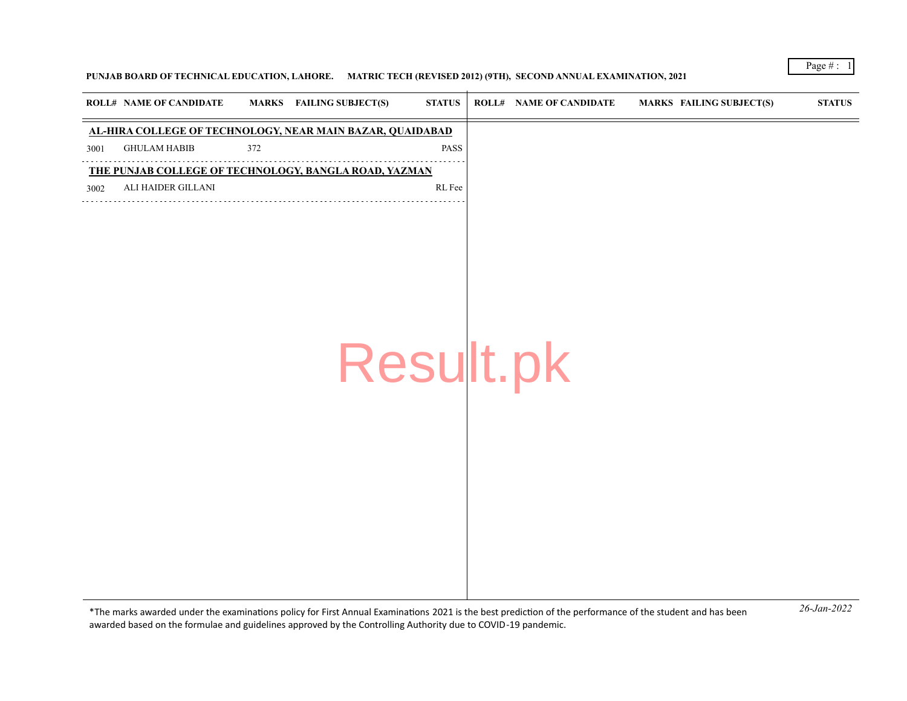**PUNJAB BOARD OF TECHNICAL EDUCATION, LAHORE. MATRIC TECH (REVISED 2012) (9TH), SECOND ANNUAL EXAMINATION, 2021**

| ROLL# | NAME OF CANDIDATE | MARKS | FAILING SUBJECT(S) | STATUS |
|---|---|---|---|---|
| **AL-HIRA COLLEGE OF TECHNOLOGY, NEAR MAIN BAZAR, QUAIDABAD** | | | | |
| 3001 | GHULAM HABIB | 372 | | PASS |
| **THE PUNJAB COLLEGE OF TECHNOLOGY, BANGLA ROAD, YAZMAN** | | | | |
| 3002 | ALI HAIDER GILLANI | | | RL Fee |

*The marks awarded under the examinations policy for First Annual Examinations 2021 is the best prediction of the performance of the student and has been awarded based on the formulae and guidelines approved by the Controlling Authority due to COVID-19 pandemic.

*26-Jan-2022*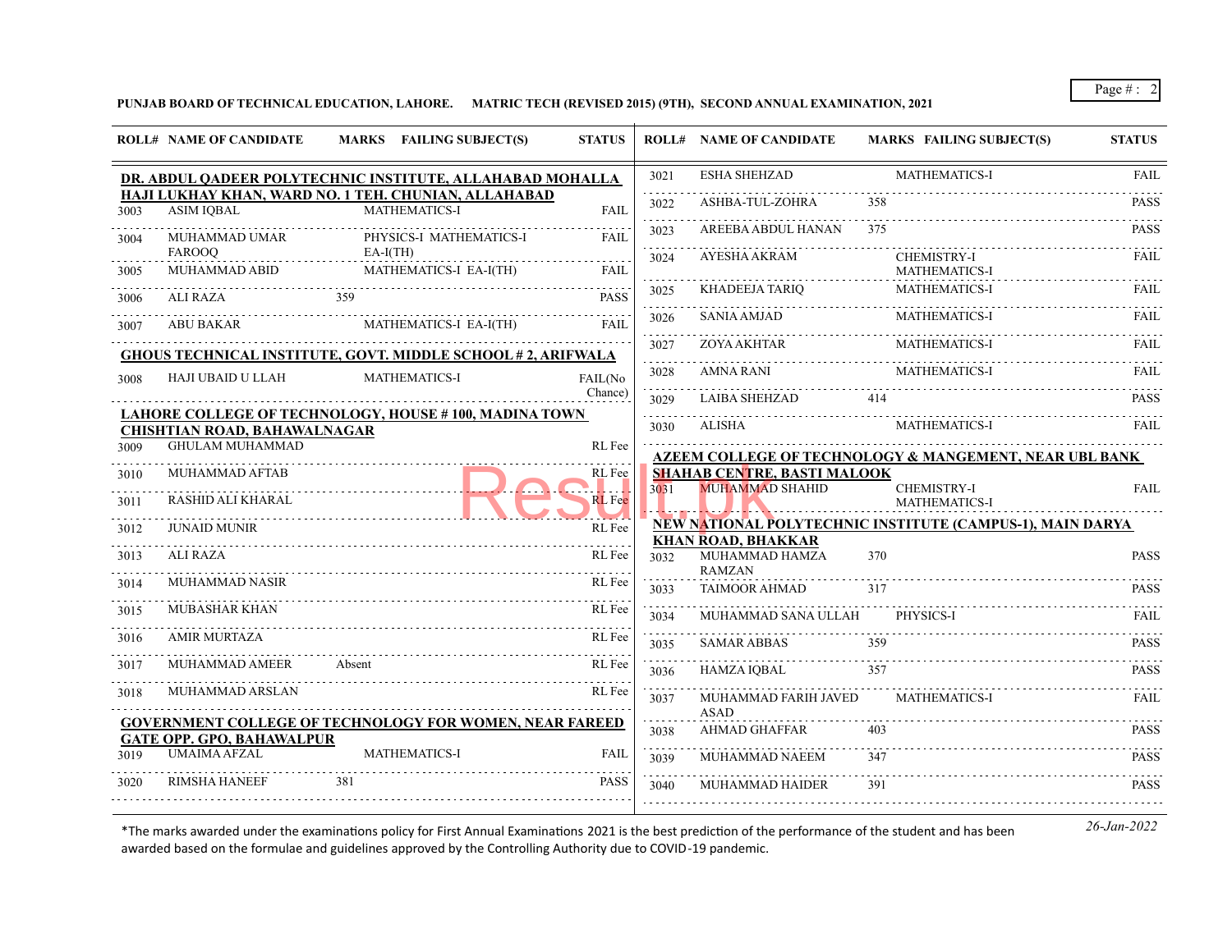**PUNJAB BOARD OF TECHNICAL EDUCATION, LAHORE.    MATRIC TECH (REVISED 2015) (9TH), SECOND ANNUAL EXAMINATION, 2021**

| ROLL# | NAME OF CANDIDATE | MARKS | FAILING SUBJECT(S) | STATUS |
|---|---|---|---|---|
| **DR. ABDUL QADEER POLYTECHNIC INSTITUTE, ALLAHABAD MOHALLA HAJI LUKHAY KHAN, WARD NO. 1 TEH. CHUNIAN, ALLAHABAD** | | | | |
| 3003 | ASIM IQBAL | | MATHEMATICS-I | FAIL |
| 3004 | MUHAMMAD UMAR FAROOQ | | PHYSICS-I MATHEMATICS-I EA-I(TH) | FAIL |
| 3005 | MUHAMMAD ABID | | MATHEMATICS-I EA-I(TH) | FAIL |
| 3006 | ALI RAZA | 359 | | PASS |
| 3007 | ABU BAKAR | | MATHEMATICS-I EA-I(TH) | FAIL |
| **GHOUS TECHNICAL INSTITUTE, GOVT. MIDDLE SCHOOL # 2, ARIFWALA** | | | | |
| 3008 | HAJI UBAID U LLAH | | MATHEMATICS-I | FAIL(No Chance) |
| **LAHORE COLLEGE OF TECHNOLOGY, HOUSE # 100, MADINA TOWN CHISHTIAN ROAD, BAHAWALNAGAR** | | | | |
| 3009 | GHULAM MUHAMMAD | | | RL Fee |
| 3010 | MUHAMMAD AFTAB | | | RL Fee |
| 3011 | RASHID ALI KHARAL | | | RL Fee |
| 3012 | JUNAID MUNIR | | | RL Fee |
| 3013 | ALI RAZA | | | RL Fee |
| 3014 | MUHAMMAD NASIR | | | RL Fee |
| 3015 | MUBASHAR KHAN | | | RL Fee |
| 3016 | AMIR MURTAZA | | | RL Fee |
| 3017 | MUHAMMAD AMEER | Absent | | RL Fee |
| 3018 | MUHAMMAD ARSLAN | | | RL Fee |
| **GOVERNMENT COLLEGE OF TECHNOLOGY FOR WOMEN, NEAR FAREED GATE OPP. GPO, BAHAWALPUR** | | | | |
| 3019 | UMAIMA AFZAL | | MATHEMATICS-I | FAIL |
| 3020 | RIMSHA HANEEF | 381 | | PASS |
| 3021 | ESHA SHEHZAD | | MATHEMATICS-I | FAIL |
| 3022 | ASHBA-TUL-ZOHRA | 358 | | PASS |
| 3023 | AREEBA ABDUL HANAN | 375 | | PASS |
| 3024 | AYESHA AKRAM | | CHEMISTRY-I MATHEMATICS-I | FAIL |
| 3025 | KHADEEJA TARIQ | | MATHEMATICS-I | FAIL |
| 3026 | SANIA AMJAD | | MATHEMATICS-I | FAIL |
| 3027 | ZOYA AKHTAR | | MATHEMATICS-I | FAIL |
| 3028 | AMNA RANI | | MATHEMATICS-I | FAIL |
| 3029 | LAIBA SHEHZAD | 414 | | PASS |
| 3030 | ALISHA | | MATHEMATICS-I | FAIL |
| **AZEEM COLLEGE OF TECHNOLOGY & MANGEMENT, NEAR UBL BANK SHAHAB CENTRE, BASTI MALOOK** | | | | |
| 3031 | MUHAMMAD SHAHID | | CHEMISTRY-I MATHEMATICS-I | FAIL |
| **NEW NATIONAL POLYTECHNIC INSTITUTE (CAMPUS-1), MAIN DARYA KHAN ROAD, BHAKKAR** | | | | |
| 3032 | MUHAMMAD HAMZA RAMZAN | 370 | | PASS |
| 3033 | TAIMOOR AHMAD | 317 | | PASS |
| 3034 | MUHAMMAD SANA ULLAH | | PHYSICS-I | FAIL |
| 3035 | SAMAR ABBAS | 359 | | PASS |
| 3036 | HAMZA IQBAL | 357 | | PASS |
| 3037 | MUHAMMAD FARIH JAVED ASAD | | MATHEMATICS-I | FAIL |
| 3038 | AHMAD GHAFFAR | 403 | | PASS |
| 3039 | MUHAMMAD NAEEM | 347 | | PASS |
| 3040 | MUHAMMAD HAIDER | 391 | | PASS |

*The marks awarded under the examinations policy for First Annual Examinations 2021 is the best prediction of the performance of the student and has been awarded based on the formulae and guidelines approved by the Controlling Authority due to COVID-19 pandemic.

*26-Jan-2022*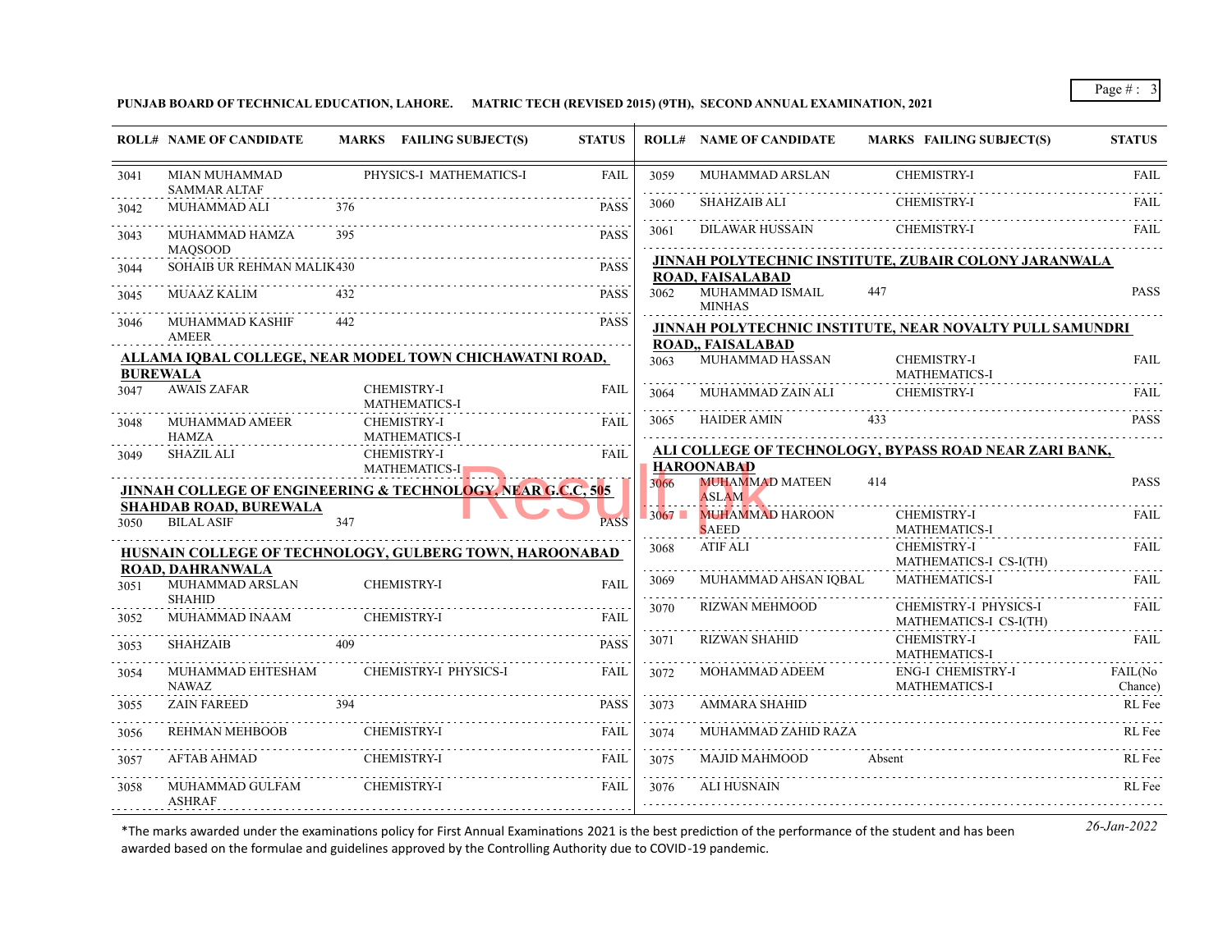**PUNJAB BOARD OF TECHNICAL EDUCATION, LAHORE. MATRIC TECH (REVISED 2015) (9TH), SECOND ANNUAL EXAMINATION, 2021**

| ROLL# | NAME OF CANDIDATE | MARKS | FAILING SUBJECT(S) | STATUS |
|---|---|---|---|---|
| 3041 | MIAN MUHAMMAD SAMMAR ALTAF | | PHYSICS-I MATHEMATICS-I | FAIL |
| 3042 | MUHAMMAD ALI | 376 | | PASS |
| 3043 | MUHAMMAD HAMZA MAQSOOD | 395 | | PASS |
| 3044 | SOHAIB UR REHMAN MALIK | 430 | | PASS |
| 3045 | MUAAZ KALIM | 432 | | PASS |
| 3046 | MUHAMMAD KASHIF AMEER | 442 | | PASS |

**ALLAMA IQBAL COLLEGE, NEAR MODEL TOWN CHICHAWATNI ROAD, BUREWALA**

| ROLL# | NAME OF CANDIDATE | MARKS | FAILING SUBJECT(S) | STATUS |
|---|---|---|---|---|
| 3047 | AWAIS ZAFAR | | CHEMISTRY-I MATHEMATICS-I | FAIL |
| 3048 | MUHAMMAD AMEER HAMZA | | CHEMISTRY-I MATHEMATICS-I | FAIL |
| 3049 | SHAZIL ALI | | CHEMISTRY-I MATHEMATICS-I | FAIL |

**JINNAH COLLEGE OF ENGINEERING & TECHNOLOGY, NEAR G.C.C, 505 SHAHDAB ROAD, BUREWALA**

| ROLL# | NAME OF CANDIDATE | MARKS | FAILING SUBJECT(S) | STATUS |
|---|---|---|---|---|
| 3050 | BILAL ASIF | 347 | | PASS |

**HUSNAIN COLLEGE OF TECHNOLOGY, GULBERG TOWN, HAROONABAD ROAD, DAHRANWALA**

| ROLL# | NAME OF CANDIDATE | MARKS | FAILING SUBJECT(S) | STATUS |
|---|---|---|---|---|
| 3051 | MUHAMMAD ARSLAN SHAHID | | CHEMISTRY-I | FAIL |
| 3052 | MUHAMMAD INAAM | | CHEMISTRY-I | FAIL |
| 3053 | SHAHZAIB | 409 | | PASS |
| 3054 | MUHAMMAD EHTESHAM NAWAZ | | CHEMISTRY-I PHYSICS-I | FAIL |
| 3055 | ZAIN FAREED | 394 | | PASS |
| 3056 | REHMAN MEHBOOB | | CHEMISTRY-I | FAIL |
| 3057 | AFTAB AHMAD | | CHEMISTRY-I | FAIL |
| 3058 | MUHAMMAD GULFAM ASHRAF | | CHEMISTRY-I | FAIL |
| 3059 | MUHAMMAD ARSLAN | | CHEMISTRY-I | FAIL |
| 3060 | SHAHZAIB ALI | | CHEMISTRY-I | FAIL |
| 3061 | DILAWAR HUSSAIN | | CHEMISTRY-I | FAIL |

**JINNAH POLYTECHNIC INSTITUTE, ZUBAIR COLONY JARANWALA ROAD, FAISALABAD**

| ROLL# | NAME OF CANDIDATE | MARKS | FAILING SUBJECT(S) | STATUS |
|---|---|---|---|---|
| 3062 | MUHAMMAD ISMAIL MINHAS | 447 | | PASS |

**JINNAH POLYTECHNIC INSTITUTE, NEAR NOVALTY PULL SAMUNDRI ROAD,, FAISALABAD**

| ROLL# | NAME OF CANDIDATE | MARKS | FAILING SUBJECT(S) | STATUS |
|---|---|---|---|---|
| 3063 | MUHAMMAD HASSAN | | CHEMISTRY-I MATHEMATICS-I | FAIL |
| 3064 | MUHAMMAD ZAIN ALI | | CHEMISTRY-I | FAIL |
| 3065 | HAIDER AMIN | 433 | | PASS |

**ALI COLLEGE OF TECHNOLOGY, BYPASS ROAD NEAR ZARI BANK, HAROONABAD**

| ROLL# | NAME OF CANDIDATE | MARKS | FAILING SUBJECT(S) | STATUS |
|---|---|---|---|---|
| 3066 | MUHAMMAD MATEEN ASLAM | 414 | | PASS |
| 3067 | MUHAMMAD HAROON SAEED | | CHEMISTRY-I MATHEMATICS-I | FAIL |
| 3068 | ATIF ALI | | CHEMISTRY-I MATHEMATICS-I CS-I(TH) | FAIL |
| 3069 | MUHAMMAD AHSAN IQBAL | | MATHEMATICS-I | FAIL |
| 3070 | RIZWAN MEHMOOD | | CHEMISTRY-I PHYSICS-I MATHEMATICS-I CS-I(TH) | FAIL |
| 3071 | RIZWAN SHAHID | | CHEMISTRY-I MATHEMATICS-I | FAIL |
| 3072 | MOHAMMAD ADEEM | | ENG-I CHEMISTRY-I MATHEMATICS-I | FAIL(No Chance) |
| 3073 | AMMARA SHAHID | | | RL Fee |
| 3074 | MUHAMMAD ZAHID RAZA | | | RL Fee |
| 3075 | MAJID MAHMOOD | Absent | | RL Fee |
| 3076 | ALI HUSNAIN | | | RL Fee |

*The marks awarded under the examinations policy for First Annual Examinations 2021 is the best prediction of the performance of the student and has been awarded based on the formulae and guidelines approved by the Controlling Authority due to COVID-19 pandemic.

*26-Jan-2022*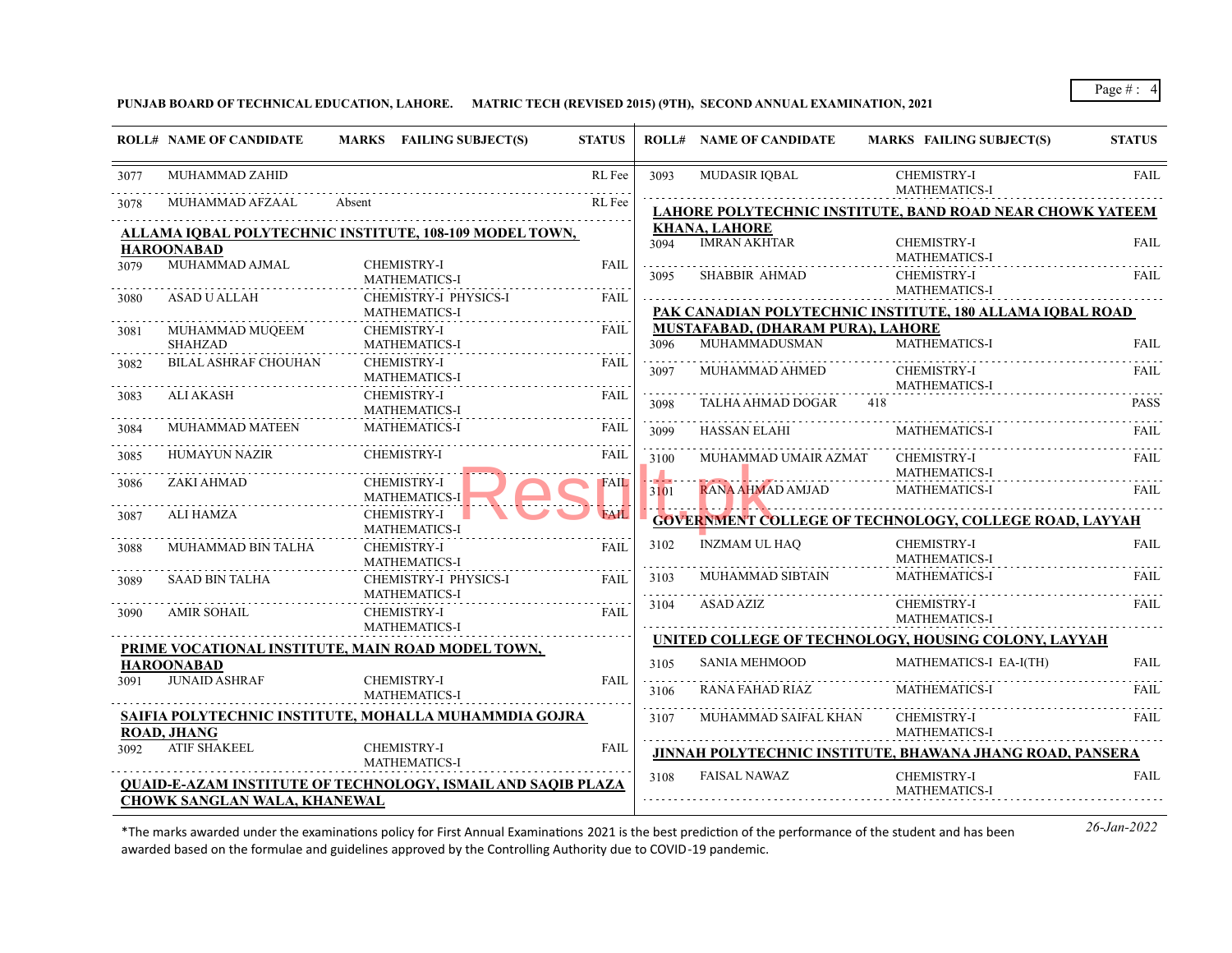**PUNJAB BOARD OF TECHNICAL EDUCATION, LAHORE. MATRIC TECH (REVISED 2015) (9TH), SECOND ANNUAL EXAMINATION, 2021**

| ROLL# | NAME OF CANDIDATE | MARKS | FAILING SUBJECT(S) | STATUS |
|---|---|---|---|---|
| 3077 | MUHAMMAD ZAHID | | | RL Fee |
| 3078 | MUHAMMAD AFZAAL | Absent | | RL Fee |

**ALLAMA IQBAL POLYTECHNIC INSTITUTE, 108-109 MODEL TOWN, HAROONABAD**

| ROLL# | NAME OF CANDIDATE | MARKS | FAILING SUBJECT(S) | STATUS |
|---|---|---|---|---|
| 3079 | MUHAMMAD AJMAL | | CHEMISTRY-I MATHEMATICS-I | FAIL |
| 3080 | ASAD U ALLAH | | CHEMISTRY-I PHYSICS-I MATHEMATICS-I | FAIL |
| 3081 | MUHAMMAD MUQEEM SHAHZAD | | CHEMISTRY-I MATHEMATICS-I | FAIL |
| 3082 | BILAL ASHRAF CHOUHAN | | CHEMISTRY-I MATHEMATICS-I | FAIL |
| 3083 | ALI AKASH | | CHEMISTRY-I MATHEMATICS-I | FAIL |
| 3084 | MUHAMMAD MATEEN | | MATHEMATICS-I | FAIL |
| 3085 | HUMAYUN NAZIR | | CHEMISTRY-I | FAIL |
| 3086 | ZAKI AHMAD | | CHEMISTRY-I MATHEMATICS-I | FAIL |
| 3087 | ALI HAMZA | | CHEMISTRY-I MATHEMATICS-I | FAIL |
| 3088 | MUHAMMAD BIN TALHA | | CHEMISTRY-I MATHEMATICS-I | FAIL |
| 3089 | SAAD BIN TALHA | | CHEMISTRY-I PHYSICS-I MATHEMATICS-I | FAIL |
| 3090 | AMIR SOHAIL | | CHEMISTRY-I MATHEMATICS-I | FAIL |

**PRIME VOCATIONAL INSTITUTE, MAIN ROAD MODEL TOWN, HAROONABAD**

| ROLL# | NAME OF CANDIDATE | MARKS | FAILING SUBJECT(S) | STATUS |
|---|---|---|---|---|
| 3091 | JUNAID ASHRAF | | CHEMISTRY-I MATHEMATICS-I | FAIL |

**SAIFIA POLYTECHNIC INSTITUTE, MOHALLA MUHAMMDIA GOJRA ROAD, JHANG**

| ROLL# | NAME OF CANDIDATE | MARKS | FAILING SUBJECT(S) | STATUS |
|---|---|---|---|---|
| 3092 | ATIF SHAKEEL | | CHEMISTRY-I MATHEMATICS-I | FAIL |

**QUAID-E-AZAM INSTITUTE OF TECHNOLOGY, ISMAIL AND SAQIB PLAZA CHOWK SANGLAN WALA, KHANEWAL**

| ROLL# | NAME OF CANDIDATE | MARKS | FAILING SUBJECT(S) | STATUS |
|---|---|---|---|---|
| 3093 | MUDASIR IQBAL | | CHEMISTRY-I MATHEMATICS-I | FAIL |

**LAHORE POLYTECHNIC INSTITUTE, BAND ROAD NEAR CHOWK YATEEM KHANA, LAHORE**

| ROLL# | NAME OF CANDIDATE | MARKS | FAILING SUBJECT(S) | STATUS |
|---|---|---|---|---|
| 3094 | IMRAN AKHTAR | | CHEMISTRY-I MATHEMATICS-I | FAIL |
| 3095 | SHABBIR AHMAD | | CHEMISTRY-I MATHEMATICS-I | FAIL |

**PAK CANADIAN POLYTECHNIC INSTITUTE, 180 ALLAMA IQBAL ROAD MUSTAFABAD, (DHARAM PURA), LAHORE**

| ROLL# | NAME OF CANDIDATE | MARKS | FAILING SUBJECT(S) | STATUS |
|---|---|---|---|---|
| 3096 | MUHAMMADUSMAN | | MATHEMATICS-I | FAIL |
| 3097 | MUHAMMAD AHMED | | CHEMISTRY-I MATHEMATICS-I | FAIL |
| 3098 | TALHA AHMAD DOGAR | 418 | | PASS |
| 3099 | HASSAN ELAHI | | MATHEMATICS-I | FAIL |
| 3100 | MUHAMMAD UMAIR AZMAT | | CHEMISTRY-I MATHEMATICS-I | FAIL |
| 3101 | RANA AHMAD AMJAD | | MATHEMATICS-I | FAIL |

**GOVERNMENT COLLEGE OF TECHNOLOGY, COLLEGE ROAD, LAYYAH**

| ROLL# | NAME OF CANDIDATE | MARKS | FAILING SUBJECT(S) | STATUS |
|---|---|---|---|---|
| 3102 | INZMAM UL HAQ | | CHEMISTRY-I MATHEMATICS-I | FAIL |
| 3103 | MUHAMMAD SIBTAIN | | MATHEMATICS-I | FAIL |
| 3104 | ASAD AZIZ | | CHEMISTRY-I MATHEMATICS-I | FAIL |

**UNITED COLLEGE OF TECHNOLOGY, HOUSING COLONY, LAYYAH**

| ROLL# | NAME OF CANDIDATE | MARKS | FAILING SUBJECT(S) | STATUS |
|---|---|---|---|---|
| 3105 | SANIA MEHMOOD | | MATHEMATICS-I EA-I(TH) | FAIL |
| 3106 | RANA FAHAD RIAZ | | MATHEMATICS-I | FAIL |
| 3107 | MUHAMMAD SAIFAL KHAN | | CHEMISTRY-I MATHEMATICS-I | FAIL |

**JINNAH POLYTECHNIC INSTITUTE, BHAWANA JHANG ROAD, PANSERA**

| ROLL# | NAME OF CANDIDATE | MARKS | FAILING SUBJECT(S) | STATUS |
|---|---|---|---|---|
| 3108 | FAISAL NAWAZ | | CHEMISTRY-I MATHEMATICS-I | FAIL |

*The marks awarded under the examinations policy for First Annual Examinations 2021 is the best prediction of the performance of the student and has been awarded based on the formulae and guidelines approved by the Controlling Authority due to COVID-19 pandemic.

*26-Jan-2022*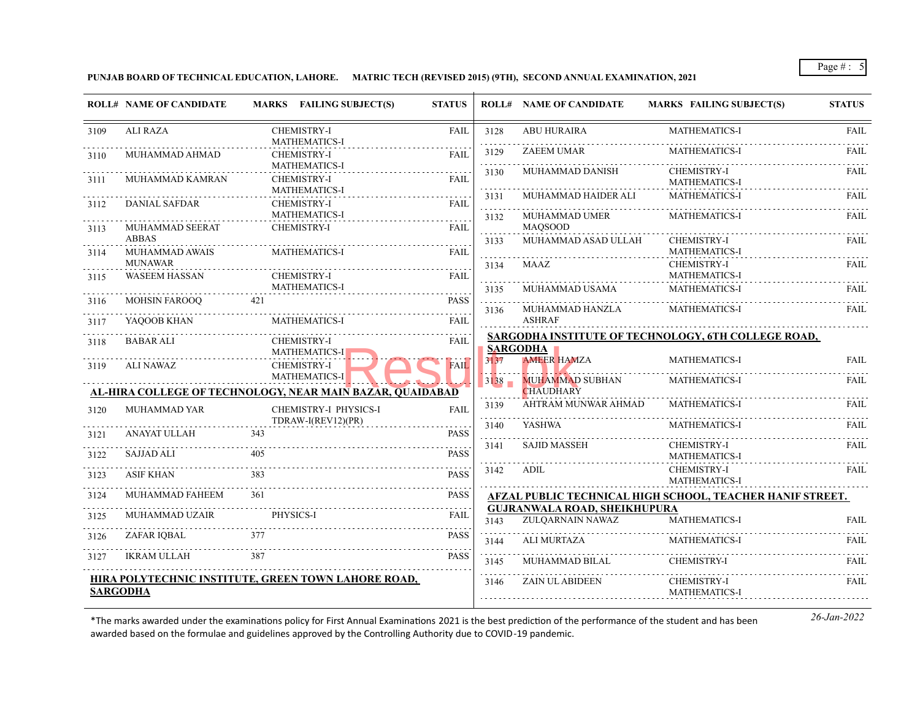**PUNJAB BOARD OF TECHNICAL EDUCATION, LAHORE. MATRIC TECH (REVISED 2015) (9TH), SECOND ANNUAL EXAMINATION, 2021**

| ROLL# | NAME OF CANDIDATE | MARKS | FAILING SUBJECT(S) | STATUS |
|---|---|---|---|---|
| 3109 | ALI RAZA | | CHEMISTRY-I MATHEMATICS-I | FAIL |
| 3110 | MUHAMMAD AHMAD | | CHEMISTRY-I MATHEMATICS-I | FAIL |
| 3111 | MUHAMMAD KAMRAN | | CHEMISTRY-I MATHEMATICS-I | FAIL |
| 3112 | DANIAL SAFDAR | | CHEMISTRY-I MATHEMATICS-I | FAIL |
| 3113 | MUHAMMAD SEERAT ABBAS | | CHEMISTRY-I | FAIL |
| 3114 | MUHAMMAD AWAIS MUNAWAR | | MATHEMATICS-I | FAIL |
| 3115 | WASEEM HASSAN | | CHEMISTRY-I MATHEMATICS-I | FAIL |
| 3116 | MOHSIN FAROOQ | 421 | | PASS |
| 3117 | YAQOOB KHAN | | MATHEMATICS-I | FAIL |
| 3118 | BABAR ALI | | CHEMISTRY-I MATHEMATICS-I | FAIL |
| 3119 | ALI NAWAZ | | CHEMISTRY-I MATHEMATICS-I | FAIL |

**AL-HIRA COLLEGE OF TECHNOLOGY, NEAR MAIN BAZAR, QUAIDABAD**

| ROLL# | NAME OF CANDIDATE | MARKS | FAILING SUBJECT(S) | STATUS |
|---|---|---|---|---|
| 3120 | MUHAMMAD YAR | | CHEMISTRY-I PHYSICS-I TDRAW-I(REV12)(PR) | FAIL |
| 3121 | ANAYAT ULLAH | 343 | | PASS |
| 3122 | SAJJAD ALI | 405 | | PASS |
| 3123 | ASIF KHAN | 383 | | PASS |
| 3124 | MUHAMMAD FAHEEM | 361 | | PASS |
| 3125 | MUHAMMAD UZAIR | | PHYSICS-I | FAIL |
| 3126 | ZAFAR IQBAL | 377 | | PASS |
| 3127 | IKRAM ULLAH | 387 | | PASS |

**HIRA POLYTECHNIC INSTITUTE, GREEN TOWN LAHORE ROAD, SARGODHA**

| ROLL# | NAME OF CANDIDATE | MARKS | FAILING SUBJECT(S) | STATUS |
|---|---|---|---|---|
| 3128 | ABU HURAIRA | | MATHEMATICS-I | FAIL |
| 3129 | ZAEEM UMAR | | MATHEMATICS-I | FAIL |
| 3130 | MUHAMMAD DANISH | | CHEMISTRY-I MATHEMATICS-I | FAIL |
| 3131 | MUHAMMAD HAIDER ALI | | MATHEMATICS-I | FAIL |
| 3132 | MUHAMMAD UMER MAQSOOD | | MATHEMATICS-I | FAIL |
| 3133 | MUHAMMAD ASAD ULLAH | | CHEMISTRY-I MATHEMATICS-I | FAIL |
| 3134 | MAAZ | | CHEMISTRY-I MATHEMATICS-I | FAIL |
| 3135 | MUHAMMAD USAMA | | MATHEMATICS-I | FAIL |
| 3136 | MUHAMMAD HANZLA ASHRAF | | MATHEMATICS-I | FAIL |

**SARGODHA INSTITUTE OF TECHNOLOGY, 6TH COLLEGE ROAD, SARGODHA**

| ROLL# | NAME OF CANDIDATE | MARKS | FAILING SUBJECT(S) | STATUS |
|---|---|---|---|---|
| 3137 | AMEER HAMZA | | MATHEMATICS-I | FAIL |
| 3138 | MUHAMMAD SUBHAN CHAUDHARY | | MATHEMATICS-I | FAIL |
| 3139 | AHTRAM MUNWAR AHMAD | | MATHEMATICS-I | FAIL |
| 3140 | YASHWA | | MATHEMATICS-I | FAIL |
| 3141 | SAJID MASSEH | | CHEMISTRY-I MATHEMATICS-I | FAIL |
| 3142 | ADIL | | CHEMISTRY-I MATHEMATICS-I | FAIL |

**AFZAL PUBLIC TECHNICAL HIGH SCHOOL, TEACHER HANIF STREET. GUJRANWALA ROAD, SHEIKHUPURA**

| ROLL# | NAME OF CANDIDATE | MARKS | FAILING SUBJECT(S) | STATUS |
|---|---|---|---|---|
| 3143 | ZULQARNAIN NAWAZ | | MATHEMATICS-I | FAIL |
| 3144 | ALI MURTAZA | | MATHEMATICS-I | FAIL |
| 3145 | MUHAMMAD BILAL | | CHEMISTRY-I | FAIL |
| 3146 | ZAIN UL ABIDEEN | | CHEMISTRY-I MATHEMATICS-I | FAIL |

*The marks awarded under the examinations policy for First Annual Examinations 2021 is the best prediction of the performance of the student and has been awarded based on the formulae and guidelines approved by the Controlling Authority due to COVID-19 pandemic.

*26-Jan-2022*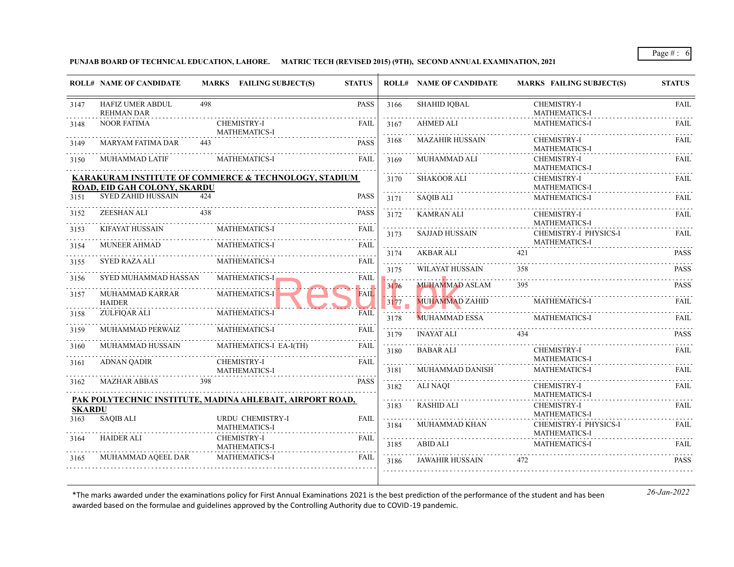**PUNJAB BOARD OF TECHNICAL EDUCATION, LAHORE. MATRIC TECH (REVISED 2015) (9TH), SECOND ANNUAL EXAMINATION, 2021**

| ROLL# | NAME OF CANDIDATE | MARKS | FAILING SUBJECT(S) | STATUS |
|---|---|---|---|---|
| 3147 | HAFIZ UMER ABDUL REHMAN DAR | 498 | | PASS |
| 3148 | NOOR FATIMA | | CHEMISTRY-I MATHEMATICS-I | FAIL |
| 3149 | MARYAM FATIMA DAR | 443 | | PASS |
| 3150 | MUHAMMAD LATIF | | MATHEMATICS-I | FAIL |

**KARAKURAM INSTITUTE OF COMMERCE & TECHNOLOGY, STADIUM ROAD, EID GAH COLONY, SKARDU**

| ROLL# | NAME OF CANDIDATE | MARKS | FAILING SUBJECT(S) | STATUS |
|---|---|---|---|---|
| 3151 | SYED ZAHID HUSSAIN | 424 | | PASS |
| 3152 | ZEESHAN ALI | 438 | | PASS |
| 3153 | KIFAYAT HUSSAIN | | MATHEMATICS-I | FAIL |
| 3154 | MUNEER AHMAD | | MATHEMATICS-I | FAIL |
| 3155 | SYED RAZA ALI | | MATHEMATICS-I | FAIL |
| 3156 | SYED MUHAMMAD HASSAN | | MATHEMATICS-I | FAIL |
| 3157 | MUHAMMAD KARRAR HAIDER | | MATHEMATICS-I | FAIL |
| 3158 | ZULFIQAR ALI | | MATHEMATICS-I | FAIL |
| 3159 | MUHAMMAD PERWAIZ | | MATHEMATICS-I | FAIL |
| 3160 | MUHAMMAD HUSSAIN | | MATHEMATICS-I EA-I(TH) | FAIL |
| 3161 | ADNAN QADIR | | CHEMISTRY-I MATHEMATICS-I | FAIL |
| 3162 | MAZHAR ABBAS | 398 | | PASS |

**PAK POLYTECHNIC INSTITUTE, MADINA AHLEBAIT, AIRPORT ROAD, SKARDU**

| ROLL# | NAME OF CANDIDATE | MARKS | FAILING SUBJECT(S) | STATUS |
|---|---|---|---|---|
| 3163 | SAQIB ALI | | URDU CHEMISTRY-I MATHEMATICS-I | FAIL |
| 3164 | HAIDER ALI | | CHEMISTRY-I MATHEMATICS-I | FAIL |
| 3165 | MUHAMMAD AQEEL DAR | | MATHEMATICS-I | FAIL |
| 3166 | SHAHID IQBAL | | CHEMISTRY-I MATHEMATICS-I | FAIL |
| 3167 | AHMED ALI | | MATHEMATICS-I | FAIL |
| 3168 | MAZAHIR HUSSAIN | | CHEMISTRY-I MATHEMATICS-I | FAIL |
| 3169 | MUHAMMAD ALI | | CHEMISTRY-I MATHEMATICS-I | FAIL |
| 3170 | SHAKOOR ALI | | CHEMISTRY-I MATHEMATICS-I | FAIL |
| 3171 | SAQIB ALI | | MATHEMATICS-I | FAIL |
| 3172 | KAMRAN ALI | | CHEMISTRY-I MATHEMATICS-I | FAIL |
| 3173 | SAJJAD HUSSAIN | | CHEMISTRY-I PHYSICS-I MATHEMATICS-I | FAIL |
| 3174 | AKBAR ALI | 421 | | PASS |
| 3175 | WILAYAT HUSSAIN | 358 | | PASS |
| 3176 | MUHAMMAD ASLAM | 395 | | PASS |
| 3177 | MUHAMMAD ZAHID | | MATHEMATICS-I | FAIL |
| 3178 | MUHAMMAD ESSA | | MATHEMATICS-I | FAIL |
| 3179 | INAYAT ALI | 434 | | PASS |
| 3180 | BABAR ALI | | CHEMISTRY-I MATHEMATICS-I | FAIL |
| 3181 | MUHAMMAD DANISH | | MATHEMATICS-I | FAIL |
| 3182 | ALI NAQI | | CHEMISTRY-I MATHEMATICS-I | FAIL |
| 3183 | RASHID ALI | | CHEMISTRY-I MATHEMATICS-I | FAIL |
| 3184 | MUHAMMAD KHAN | | CHEMISTRY-I PHYSICS-I MATHEMATICS-I | FAIL |
| 3185 | ABID ALI | | MATHEMATICS-I | FAIL |
| 3186 | JAWAHIR HUSSAIN | 472 | | PASS |

*The marks awarded under the examinations policy for First Annual Examinations 2021 is the best prediction of the performance of the student and has been awarded based on the formulae and guidelines approved by the Controlling Authority due to COVID-19 pandemic.

*26-Jan-2022*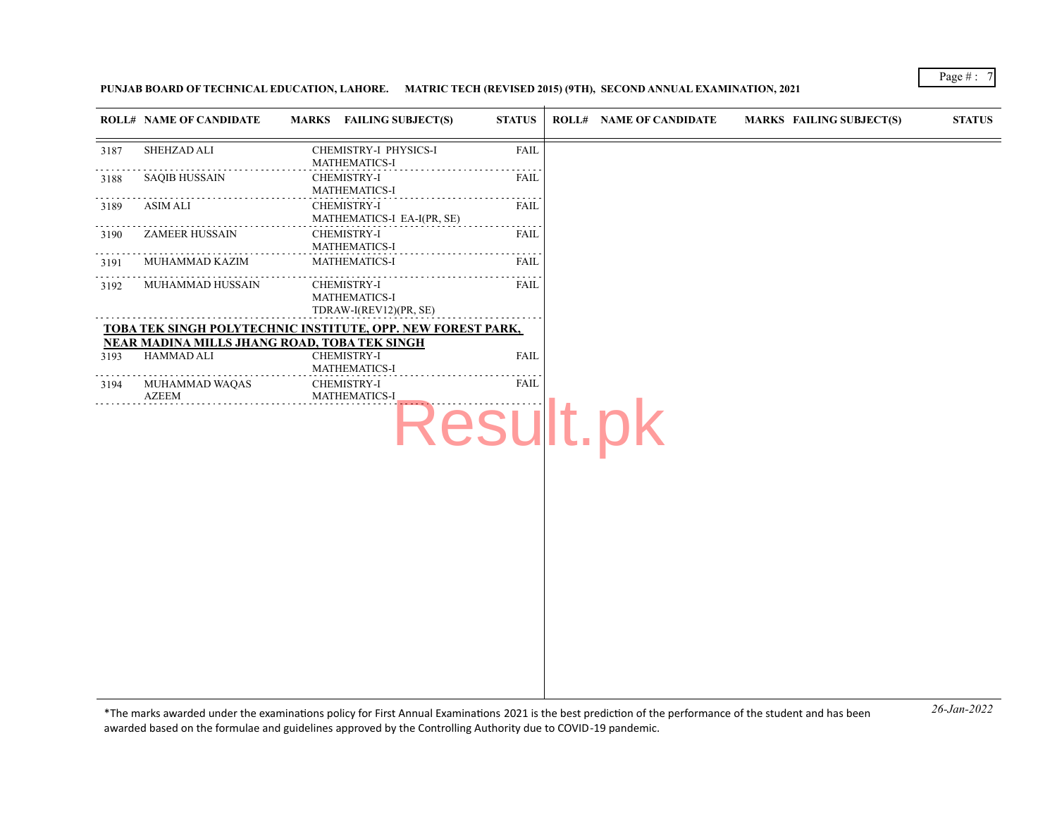**PUNJAB BOARD OF TECHNICAL EDUCATION, LAHORE. MATRIC TECH (REVISED 2015) (9TH), SECOND ANNUAL EXAMINATION, 2021**

| ROLL# | NAME OF CANDIDATE | MARKS | FAILING SUBJECT(S) | STATUS |
|---|---|---|---|---|
| 3187 | SHEHZAD ALI | | CHEMISTRY-I PHYSICS-I MATHEMATICS-I | FAIL |
| 3188 | SAQIB HUSSAIN | | CHEMISTRY-I MATHEMATICS-I | FAIL |
| 3189 | ASIM ALI | | CHEMISTRY-I MATHEMATICS-I EA-I(PR, SE) | FAIL |
| 3190 | ZAMEER HUSSAIN | | CHEMISTRY-I MATHEMATICS-I | FAIL |
| 3191 | MUHAMMAD KAZIM | | MATHEMATICS-I | FAIL |
| 3192 | MUHAMMAD HUSSAIN | | CHEMISTRY-I MATHEMATICS-I TDRAW-I(REV12)(PR, SE) | FAIL |

**TOBA TEK SINGH POLYTECHNIC INSTITUTE, OPP. NEW FOREST PARK, NEAR MADINA MILLS JHANG ROAD, TOBA TEK SINGH**

| ROLL# | NAME OF CANDIDATE | MARKS | FAILING SUBJECT(S) | STATUS |
|---|---|---|---|---|
| 3193 | HAMMAD ALI | | CHEMISTRY-I MATHEMATICS-I | FAIL |
| 3194 | MUHAMMAD WAQAS AZEEM | | CHEMISTRY-I MATHEMATICS-I | FAIL |

*The marks awarded under the examinations policy for First Annual Examinations 2021 is the best prediction of the performance of the student and has been awarded based on the formulae and guidelines approved by the Controlling Authority due to COVID-19 pandemic.

*26-Jan-2022*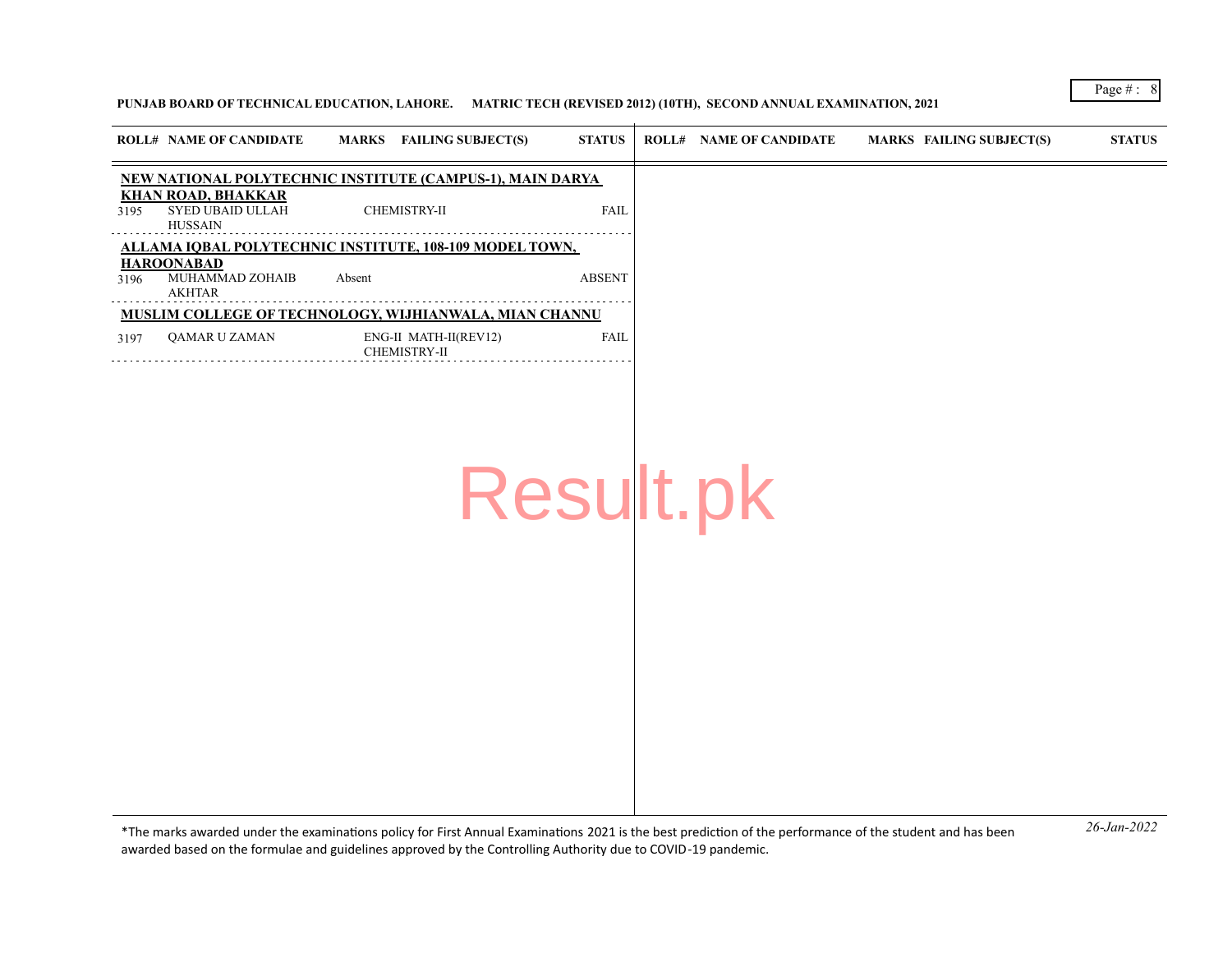**PUNJAB BOARD OF TECHNICAL EDUCATION, LAHORE. MATRIC TECH (REVISED 2012) (10TH), SECOND ANNUAL EXAMINATION, 2021**

| ROLL# | NAME OF CANDIDATE | MARKS | FAILING SUBJECT(S) | STATUS |
|---|---|---|---|---|
| **NEW NATIONAL POLYTECHNIC INSTITUTE (CAMPUS-1), MAIN DARYA KHAN ROAD, BHAKKAR** | | | | |
| 3195 | SYED UBAID ULLAH HUSSAIN | | CHEMISTRY-II | FAIL |
| **ALLAMA IQBAL POLYTECHNIC INSTITUTE, 108-109 MODEL TOWN, HAROONABAD** | | | | |
| 3196 | MUHAMMAD ZOHAIB AKHTAR | Absent | | ABSENT |
| **MUSLIM COLLEGE OF TECHNOLOGY, WIJHIANWALA, MIAN CHANNU** | | | | |
| 3197 | QAMAR U ZAMAN | | ENG-II MATH-II(REV12) CHEMISTRY-II | FAIL |

*The marks awarded under the examinations policy for First Annual Examinations 2021 is the best prediction of the performance of the student and has been awarded based on the formulae and guidelines approved by the Controlling Authority due to COVID-19 pandemic.

*26-Jan-2022*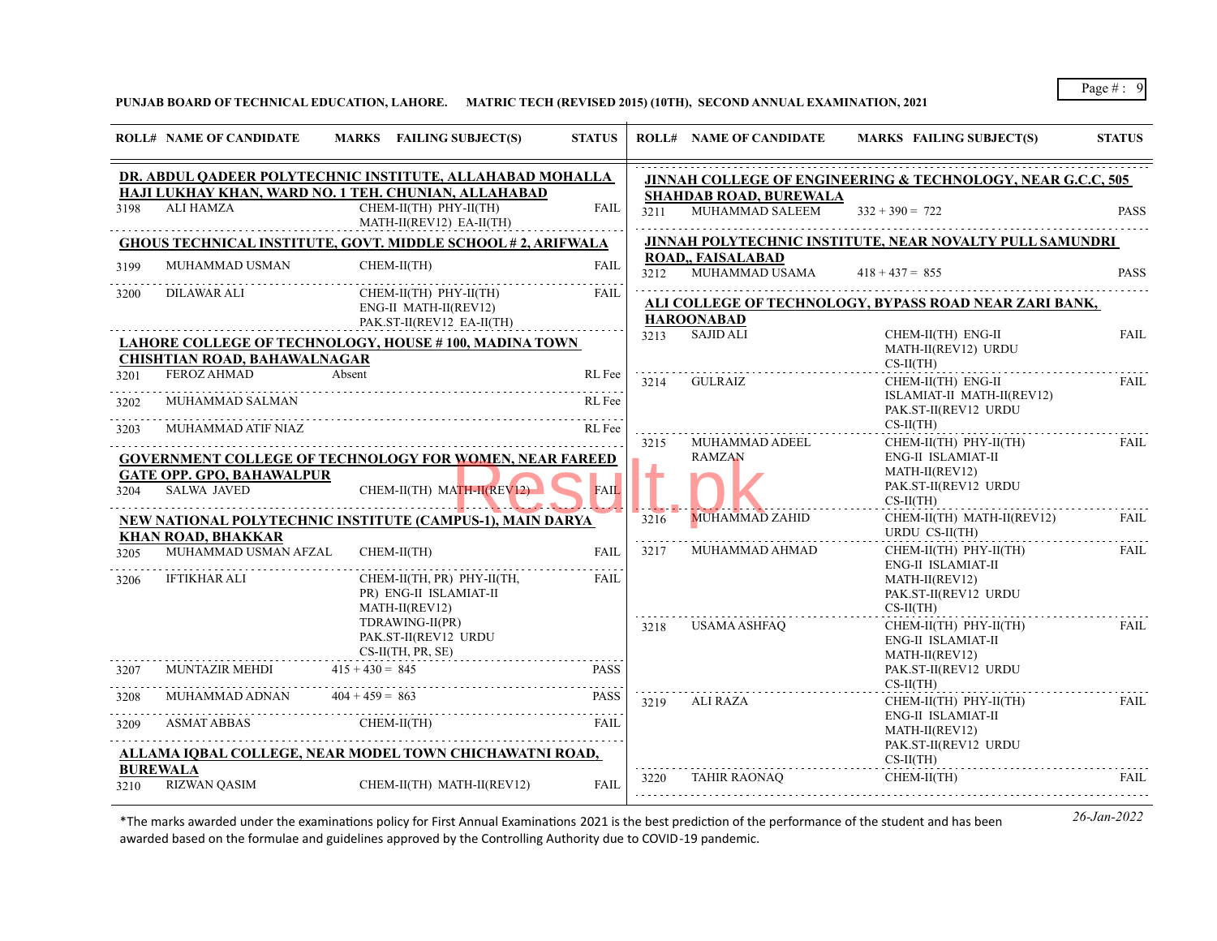**PUNJAB BOARD OF TECHNICAL EDUCATION, LAHORE. MATRIC TECH (REVISED 2015) (10TH), SECOND ANNUAL EXAMINATION, 2021**

| ROLL# | NAME OF CANDIDATE | MARKS | FAILING SUBJECT(S) | STATUS |
|---|---|---|---|---|
| **DR. ABDUL QADEER POLYTECHNIC INSTITUTE, ALLAHABAD MOHALLA HAJI LUKHAY KHAN, WARD NO. 1 TEH. CHUNIAN, ALLAHABAD** | | | | |
| 3198 | ALI HAMZA | | CHEM-II(TH) PHY-II(TH) MATH-II(REV12) EA-II(TH) | FAIL |
| **GHOUS TECHNICAL INSTITUTE, GOVT. MIDDLE SCHOOL # 2, ARIFWALA** | | | | |
| 3199 | MUHAMMAD USMAN | | CHEM-II(TH) | FAIL |
| 3200 | DILAWAR ALI | | CHEM-II(TH) PHY-II(TH) ENG-II MATH-II(REV12) PAK.ST-II(REV12 EA-II(TH) | FAIL |
| **LAHORE COLLEGE OF TECHNOLOGY, HOUSE # 100, MADINA TOWN CHISHTIAN ROAD, BAHAWALNAGAR** | | | | |
| 3201 | FEROZ AHMAD | Absent | | RL Fee |
| 3202 | MUHAMMAD SALMAN | | | RL Fee |
| 3203 | MUHAMMAD ATIF NIAZ | | | RL Fee |
| **GOVERNMENT COLLEGE OF TECHNOLOGY FOR WOMEN, NEAR FAREED GATE OPP. GPO, BAHAWALPUR** | | | | |
| 3204 | SALWA JAVED | | CHEM-II(TH) MATH-II(REV12) | FAIL |
| **NEW NATIONAL POLYTECHNIC INSTITUTE (CAMPUS-1), MAIN DARYA KHAN ROAD, BHAKKAR** | | | | |
| 3205 | MUHAMMAD USMAN AFZAL | | CHEM-II(TH) | FAIL |
| 3206 | IFTIKHAR ALI | | CHEM-II(TH, PR) PHY-II(TH, PR) ENG-II ISLAMIAT-II MATH-II(REV12) TDRAWING-II(PR) PAK.ST-II(REV12 URDU CS-II(TH, PR, SE) | FAIL |
| 3207 | MUNTAZIR MEHDI | 415 + 430 = 845 | | PASS |
| 3208 | MUHAMMAD ADNAN | 404 + 459 = 863 | | PASS |
| 3209 | ASMAT ABBAS | | CHEM-II(TH) | FAIL |
| **ALLAMA IQBAL COLLEGE, NEAR MODEL TOWN CHICHAWATNI ROAD, BUREWALA** | | | | |
| 3210 | RIZWAN QASIM | | CHEM-II(TH) MATH-II(REV12) | FAIL |
| **JINNAH COLLEGE OF ENGINEERING & TECHNOLOGY, NEAR G.C.C, 505 SHAHDAB ROAD, BUREWALA** | | | | |
| 3211 | MUHAMMAD SALEEM | 332 + 390 = 722 | | PASS |
| **JINNAH POLYTECHNIC INSTITUTE, NEAR NOVALTY PULL SAMUNDRI ROAD,, FAISALABAD** | | | | |
| 3212 | MUHAMMAD USAMA | 418 + 437 = 855 | | PASS |
| **ALI COLLEGE OF TECHNOLOGY, BYPASS ROAD NEAR ZARI BANK, HAROONABAD** | | | | |
| 3213 | SAJID ALI | | CHEM-II(TH) ENG-II MATH-II(REV12) URDU CS-II(TH) | FAIL |
| 3214 | GULRAIZ | | CHEM-II(TH) ENG-II ISLAMIAT-II MATH-II(REV12) PAK.ST-II(REV12 URDU CS-II(TH) | FAIL |
| 3215 | MUHAMMAD ADEEL RAMZAN | | CHEM-II(TH) PHY-II(TH) ENG-II ISLAMIAT-II MATH-II(REV12) PAK.ST-II(REV12 URDU CS-II(TH) | FAIL |
| 3216 | MUHAMMAD ZAHID | | CHEM-II(TH) MATH-II(REV12) URDU CS-II(TH) | FAIL |
| 3217 | MUHAMMAD AHMAD | | CHEM-II(TH) PHY-II(TH) ENG-II ISLAMIAT-II MATH-II(REV12) PAK.ST-II(REV12 URDU CS-II(TH) | FAIL |
| 3218 | USAMA ASHFAQ | | CHEM-II(TH) PHY-II(TH) ENG-II ISLAMIAT-II MATH-II(REV12) PAK.ST-II(REV12 URDU CS-II(TH) | FAIL |
| 3219 | ALI RAZA | | CHEM-II(TH) PHY-II(TH) ENG-II ISLAMIAT-II MATH-II(REV12) PAK.ST-II(REV12 URDU CS-II(TH) | FAIL |
| 3220 | TAHIR RAONAQ | | CHEM-II(TH) | FAIL |

*The marks awarded under the examinations policy for First Annual Examinations 2021 is the best prediction of the performance of the student and has been awarded based on the formulae and guidelines approved by the Controlling Authority due to COVID-19 pandemic.

*26-Jan-2022*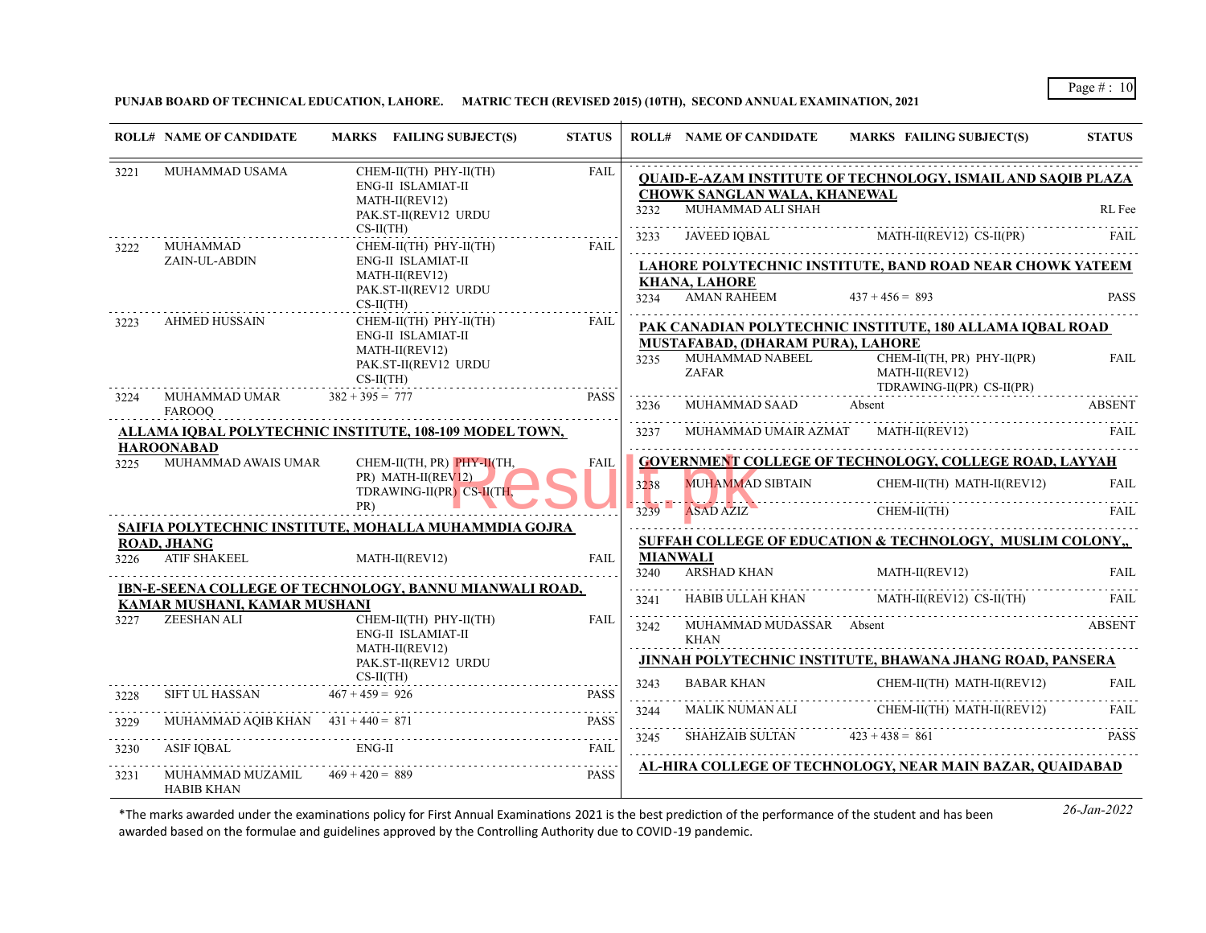**PUNJAB BOARD OF TECHNICAL EDUCATION, LAHORE. MATRIC TECH (REVISED 2015) (10TH), SECOND ANNUAL EXAMINATION, 2021**

| ROLL# | NAME OF CANDIDATE | MARKS | FAILING SUBJECT(S) | STATUS |
|---|---|---|---|---|
| 3221 | MUHAMMAD USAMA | | CHEM-II(TH) PHY-II(TH) ENG-II ISLAMIAT-II MATH-II(REV12) PAK.ST-II(REV12 URDU CS-II(TH) | FAIL |
| 3222 | MUHAMMAD ZAIN-UL-ABDIN | | CHEM-II(TH) PHY-II(TH) ENG-II ISLAMIAT-II MATH-II(REV12) PAK.ST-II(REV12 URDU CS-II(TH) | FAIL |
| 3223 | AHMED HUSSAIN | | CHEM-II(TH) PHY-II(TH) ENG-II ISLAMIAT-II MATH-II(REV12) PAK.ST-II(REV12 URDU CS-II(TH) | FAIL |
| 3224 | MUHAMMAD UMAR FAROOQ | 382 + 395 = 777 | | PASS |

**ALLAMA IQBAL POLYTECHNIC INSTITUTE, 108-109 MODEL TOWN, HAROONABAD**

| ROLL# | NAME OF CANDIDATE | MARKS | FAILING SUBJECT(S) | STATUS |
|---|---|---|---|---|
| 3225 | MUHAMMAD AWAIS UMAR | | CHEM-II(TH, PR) PHY-II(TH, PR) MATH-II(REV12) TDRAWING-II(PR) CS-II(TH, PR) | FAIL |

**SAIFIA POLYTECHNIC INSTITUTE, MOHALLA MUHAMMDIA GOJRA ROAD, JHANG**

| ROLL# | NAME OF CANDIDATE | MARKS | FAILING SUBJECT(S) | STATUS |
|---|---|---|---|---|
| 3226 | ATIF SHAKEEL | | MATH-II(REV12) | FAIL |

**IBN-E-SEENA COLLEGE OF TECHNOLOGY, BANNU MIANWALI ROAD, KAMAR MUSHANI, KAMAR MUSHANI**

| ROLL# | NAME OF CANDIDATE | MARKS | FAILING SUBJECT(S) | STATUS |
|---|---|---|---|---|
| 3227 | ZEESHAN ALI | | CHEM-II(TH) PHY-II(TH) ENG-II ISLAMIAT-II MATH-II(REV12) PAK.ST-II(REV12 URDU CS-II(TH) | FAIL |
| 3228 | SIFT UL HASSAN | 467 + 459 = 926 | | PASS |
| 3229 | MUHAMMAD AQIB KHAN | 431 + 440 = 871 | | PASS |
| 3230 | ASIF IQBAL | | ENG-II | FAIL |
| 3231 | MUHAMMAD MUZAMIL HABIB KHAN | 469 + 420 = 889 | | PASS |

**QUAID-E-AZAM INSTITUTE OF TECHNOLOGY, ISMAIL AND SAQIB PLAZA CHOWK SANGLAN WALA, KHANEWAL**

| ROLL# | NAME OF CANDIDATE | MARKS | FAILING SUBJECT(S) | STATUS |
|---|---|---|---|---|
| 3232 | MUHAMMAD ALI SHAH | | | RL Fee |
| 3233 | JAVEED IQBAL | | MATH-II(REV12) CS-II(PR) | FAIL |

**LAHORE POLYTECHNIC INSTITUTE, BAND ROAD NEAR CHOWK YATEEM KHANA, LAHORE**

| ROLL# | NAME OF CANDIDATE | MARKS | FAILING SUBJECT(S) | STATUS |
|---|---|---|---|---|
| 3234 | AMAN RAHEEM | 437 + 456 = 893 | | PASS |

**PAK CANADIAN POLYTECHNIC INSTITUTE, 180 ALLAMA IQBAL ROAD MUSTAFABAD, (DHARAM PURA), LAHORE**

| ROLL# | NAME OF CANDIDATE | MARKS | FAILING SUBJECT(S) | STATUS |
|---|---|---|---|---|
| 3235 | MUHAMMAD NABEEL ZAFAR | | CHEM-II(TH, PR) PHY-II(PR) MATH-II(REV12) TDRAWING-II(PR) CS-II(PR) | FAIL |
| 3236 | MUHAMMAD SAAD | Absent | | ABSENT |
| 3237 | MUHAMMAD UMAIR AZMAT | | MATH-II(REV12) | FAIL |

**GOVERNMENT COLLEGE OF TECHNOLOGY, COLLEGE ROAD, LAYYAH**

| ROLL# | NAME OF CANDIDATE | MARKS | FAILING SUBJECT(S) | STATUS |
|---|---|---|---|---|
| 3238 | MUHAMMAD SIBTAIN | | CHEM-II(TH) MATH-II(REV12) | FAIL |
| 3239 | ASAD AZIZ | | CHEM-II(TH) | FAIL |

**SUFFAH COLLEGE OF EDUCATION & TECHNOLOGY, MUSLIM COLONY,, MIANWALI**

| ROLL# | NAME OF CANDIDATE | MARKS | FAILING SUBJECT(S) | STATUS |
|---|---|---|---|---|
| 3240 | ARSHAD KHAN | | MATH-II(REV12) | FAIL |
| 3241 | HABIB ULLAH KHAN | | MATH-II(REV12) CS-II(TH) | FAIL |
| 3242 | MUHAMMAD MUDASSAR KHAN | Absent | | ABSENT |

**JINNAH POLYTECHNIC INSTITUTE, BHAWANA JHANG ROAD, PANSERA**

| ROLL# | NAME OF CANDIDATE | MARKS | FAILING SUBJECT(S) | STATUS |
|---|---|---|---|---|
| 3243 | BABAR KHAN | | CHEM-II(TH) MATH-II(REV12) | FAIL |
| 3244 | MALIK NUMAN ALI | | CHEM-II(TH) MATH-II(REV12) | FAIL |
| 3245 | SHAHZAIB SULTAN | 423 + 438 = 861 | | PASS |

**AL-HIRA COLLEGE OF TECHNOLOGY, NEAR MAIN BAZAR, QUAIDABAD**

*The marks awarded under the examinations policy for First Annual Examinations 2021 is the best prediction of the performance of the student and has been awarded based on the formulae and guidelines approved by the Controlling Authority due to COVID-19 pandemic.

*26-Jan-2022*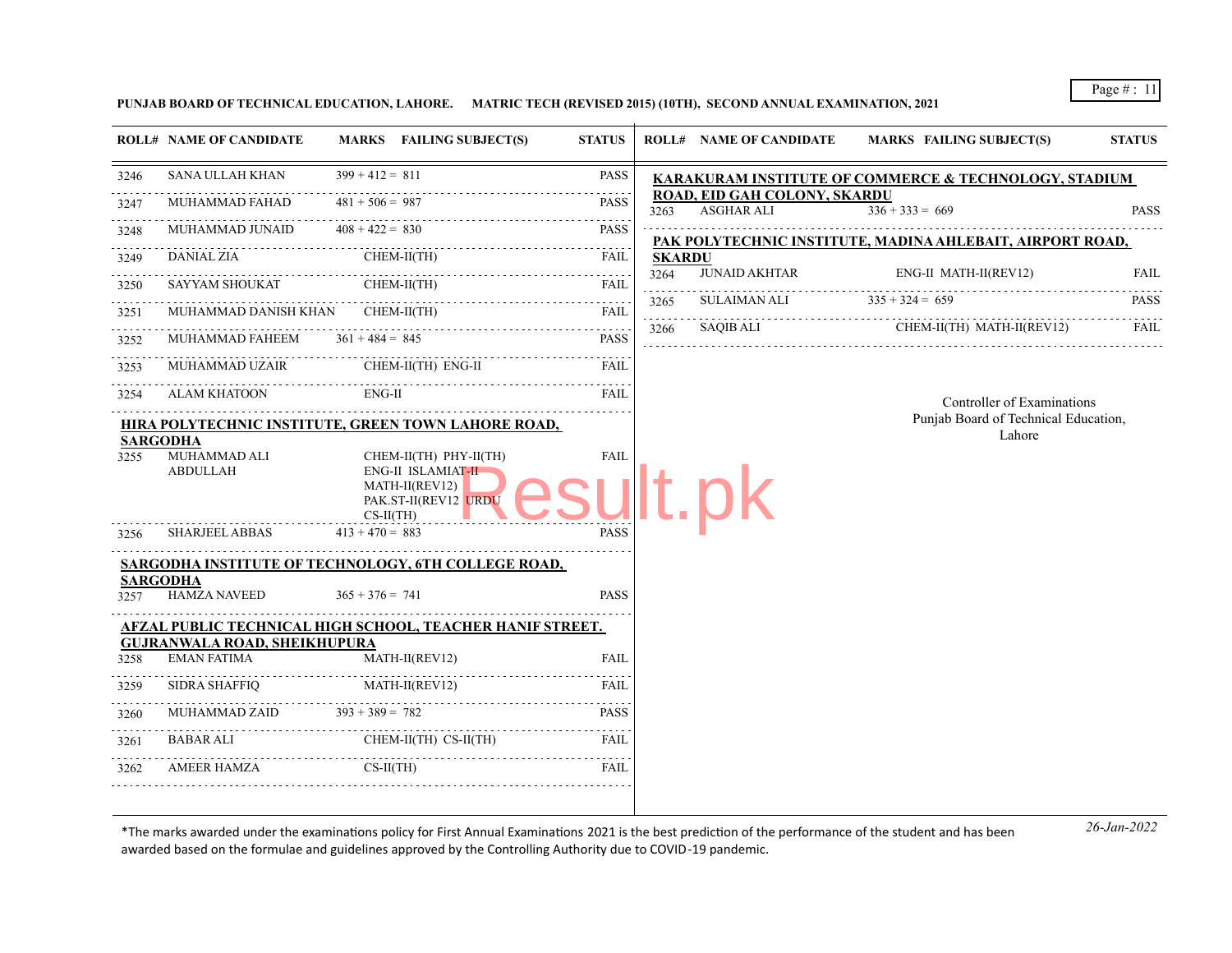**PUNJAB BOARD OF TECHNICAL EDUCATION, LAHORE. MATRIC TECH (REVISED 2015) (10TH), SECOND ANNUAL EXAMINATION, 2021**

| ROLL# | NAME OF CANDIDATE | MARKS | FAILING SUBJECT(S) | STATUS |
|---|---|---|---|---|
| 3246 | SANA ULLAH KHAN | 399 + 412 = 811 | | PASS |
| 3247 | MUHAMMAD FAHAD | 481 + 506 = 987 | | PASS |
| 3248 | MUHAMMAD JUNAID | 408 + 422 = 830 | | PASS |
| 3249 | DANIAL ZIA | | CHEM-II(TH) | FAIL |
| 3250 | SAYYAM SHOUKAT | | CHEM-II(TH) | FAIL |
| 3251 | MUHAMMAD DANISH KHAN | | CHEM-II(TH) | FAIL |
| 3252 | MUHAMMAD FAHEEM | 361 + 484 = 845 | | PASS |
| 3253 | MUHAMMAD UZAIR | | CHEM-II(TH) ENG-II | FAIL |
| 3254 | ALAM KHATOON | | ENG-II | FAIL |

**HIRA POLYTECHNIC INSTITUTE, GREEN TOWN LAHORE ROAD, SARGODHA**

| ROLL# | NAME OF CANDIDATE | MARKS | FAILING SUBJECT(S) | STATUS |
|---|---|---|---|---|
| 3255 | MUHAMMAD ALI ABDULLAH | | CHEM-II(TH) PHY-II(TH) ENG-II ISLAMIAT-II MATH-II(REV12) PAK.ST-II(REV12 URDU CS-II(TH) | FAIL |
| 3256 | SHARJEEL ABBAS | 413 + 470 = 883 | | PASS |

**SARGODHA INSTITUTE OF TECHNOLOGY, 6TH COLLEGE ROAD, SARGODHA**

| ROLL# | NAME OF CANDIDATE | MARKS | FAILING SUBJECT(S) | STATUS |
|---|---|---|---|---|
| 3257 | HAMZA NAVEED | 365 + 376 = 741 | | PASS |

**AFZAL PUBLIC TECHNICAL HIGH SCHOOL, TEACHER HANIF STREET. GUJRANWALA ROAD, SHEIKHUPURA**

| ROLL# | NAME OF CANDIDATE | MARKS | FAILING SUBJECT(S) | STATUS |
|---|---|---|---|---|
| 3258 | EMAN FATIMA | | MATH-II(REV12) | FAIL |
| 3259 | SIDRA SHAFFIQ | | MATH-II(REV12) | FAIL |
| 3260 | MUHAMMAD ZAID | 393 + 389 = 782 | | PASS |
| 3261 | BABAR ALI | | CHEM-II(TH) CS-II(TH) | FAIL |
| 3262 | AMEER HAMZA | | CS-II(TH) | FAIL |

**KARAKURAM INSTITUTE OF COMMERCE & TECHNOLOGY, STADIUM ROAD, EID GAH COLONY, SKARDU**

| ROLL# | NAME OF CANDIDATE | MARKS | FAILING SUBJECT(S) | STATUS |
|---|---|---|---|---|
| 3263 | ASGHAR ALI | 336 + 333 = 669 | | PASS |

**PAK POLYTECHNIC INSTITUTE, MADINA AHLEBAIT, AIRPORT ROAD, SKARDU**

| ROLL# | NAME OF CANDIDATE | MARKS | FAILING SUBJECT(S) | STATUS |
|---|---|---|---|---|
| 3264 | JUNAID AKHTAR | | ENG-II MATH-II(REV12) | FAIL |
| 3265 | SULAIMAN ALI | 335 + 324 = 659 | | PASS |
| 3266 | SAQIB ALI | | CHEM-II(TH) MATH-II(REV12) | FAIL |

Controller of Examinations
Punjab Board of Technical Education,
Lahore

*The marks awarded under the examinations policy for First Annual Examinations 2021 is the best prediction of the performance of the student and has been awarded based on the formulae and guidelines approved by the Controlling Authority due to COVID-19 pandemic.

*26-Jan-2022*